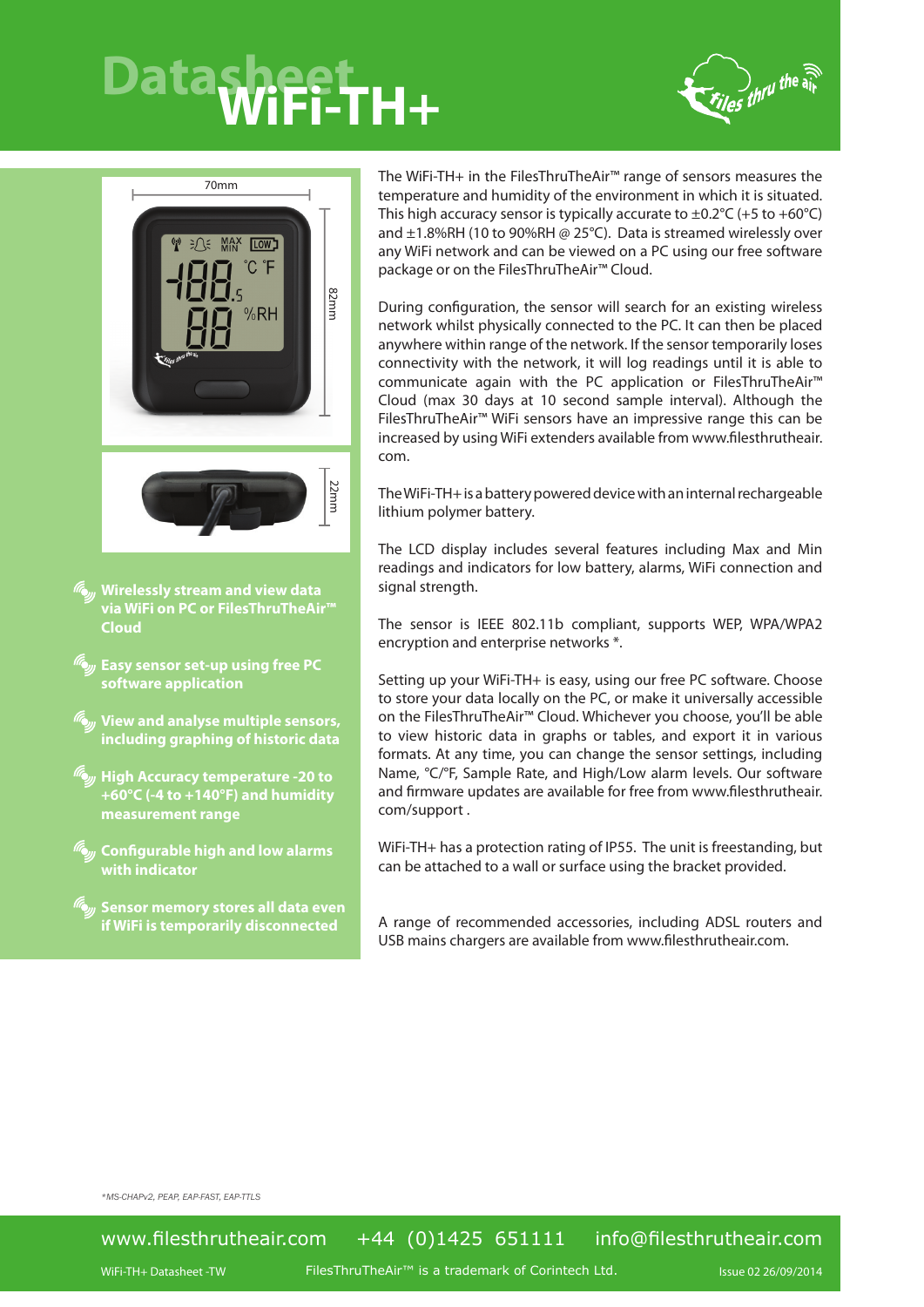# Datasheet WiFi-TH+

- **Wirelessly stream and view data via WiFi on PC or FilesThruTheAir™ Cloud**
- **Easy sensor set-up using free PC software application**
- **View and analyse multiple sensors, including graphing of historic data**
- **High Accuracy temperature -20 to +60°C (-4 to +140°F) and humidity measurement range**
- **Configurable high and low alarms with indicator**
- **Sensor memory stores all data even if WiFi is temporarily disconnected**

The WiFi-TH+ in the FilesThruTheAir™ range of sensors measures the temperature and humidity of the environment in which it is situated. This high accuracy sensor is typically accurate to ±0.2°C (+5 to +60°C) and ±1.8%RH (10 to 90%RH @ 25°C). Data is streamed wirelessly over any WiFi network and can be viewed on a PC using our free software package or on the FilesThruTheAir™ Cloud.

During configuration, the sensor will search for an existing wireless network whilst physically connected to the PC. It can then be placed anywhere within range of the network. If the sensor temporarily loses connectivity with the network, it will log readings until it is able to communicate again with the PC application or FilesThruTheAir™ Cloud (max 30 days at 10 second sample interval). Although the FilesThruTheAir™ WiFi sensors have an impressive range this can be increased by using WiFi extenders available from www.filesthrutheair.com.

The WiFi-TH+ is a battery powered device with an internal rechargeable lithium polymer battery.

The LCD display includes several features including Max and Min readings and indicators for low battery, alarms, WiFi connection and signal strength.

The sensor is IEEE 802.11b compliant, supports WEP, WPA/WPA2 encryption and enterprise networks *.

Setting up your WiFi-TH+ is easy, using our free PC software. Choose to store your data locally on the PC, or make it universally accessible on the FilesThruTheAir™ Cloud. Whichever you choose, you'll be able to view historic data in graphs or tables, and export it in various formats. At any time, you can change the sensor settings, including Name, °C/°F, Sample Rate, and High/Low alarm levels. Our software and firmware updates are available for free from www.filesthrutheair.com/support .

WiFi-TH+ has a protection rating of IP55. The unit is freestanding, but can be attached to a wall or surface using the bracket provided.

A range of recommended accessories, including ADSL routers and USB mains chargers are available from www.filesthrutheair.com.

*MS-CHAPv2, PEAP, EAP-FAST, EAP-TTLS

www.filesthrutheair.com +44 (0)1425 651111 info@filesthrutheair.com

WiFi-TH+ Datasheet -TW — FilesThruTheAir™ is a trademark of Corintech Ltd. — Issue 02 26/09/2014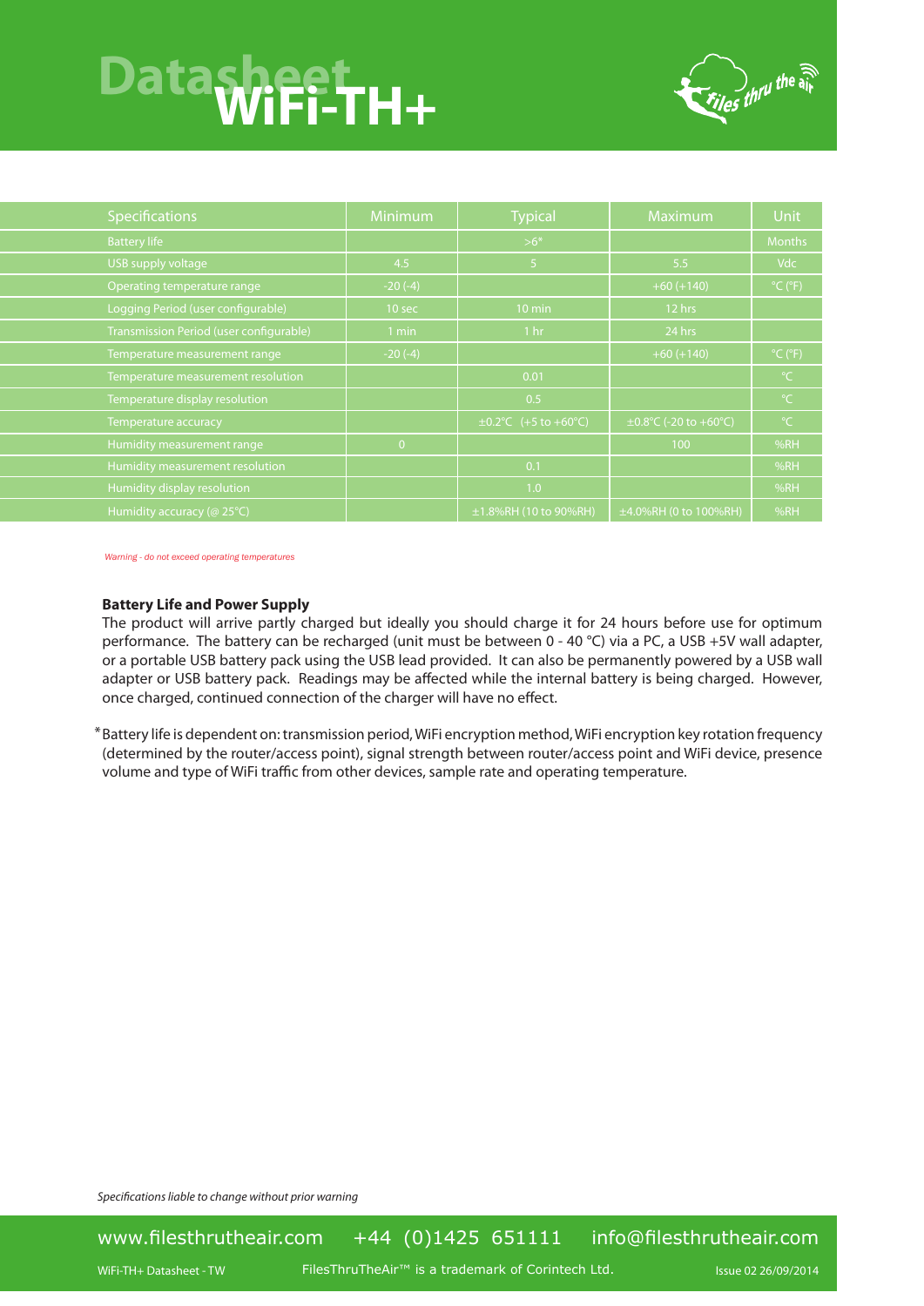# Datasheet WiFi-TH+

| Specifications | Minimum | Typical | Maximum | Unit |
|---|---|---|---|---|
| Battery life | | >6* | | Months |
| USB supply voltage | 4.5 | 5 | 5.5 | Vdc |
| Operating temperature range | -20 (-4) | | +60 (+140) | °C (°F) |
| Logging Period (user configurable) | 10 sec | 10 min | 12 hrs | |
| Transmission Period (user configurable) | 1 min | 1 hr | 24 hrs | |
| Temperature measurement range | -20 (-4) | | +60 (+140) | °C (°F) |
| Temperature measurement resolution | | 0.01 | | °C |
| Temperature display resolution | | 0.5 | | °C |
| Temperature accuracy | | ±0.2°C (+5 to +60°C) | ±0.8°C (-20 to +60°C) | °C |
| Humidity measurement range | 0 | | 100 | %RH |
| Humidity measurement resolution | | 0.1 | | %RH |
| Humidity display resolution | | 1.0 | | %RH |
| Humidity accuracy (@ 25°C) | | ±1.8%RH (10 to 90%RH) | ±4.0%RH (0 to 100%RH) | %RH |

*Warning - do not exceed operating temperatures*

**Battery Life and Power Supply**

The product will arrive partly charged but ideally you should charge it for 24 hours before use for optimum performance. The battery can be recharged (unit must be between 0 - 40 °C) via a PC, a USB +5V wall adapter, or a portable USB battery pack using the USB lead provided. It can also be permanently powered by a USB wall adapter or USB battery pack. Readings may be affected while the internal battery is being charged. However, once charged, continued connection of the charger will have no effect.

*Battery life is dependent on: transmission period, WiFi encryption method, WiFi encryption key rotation frequency (determined by the router/access point), signal strength between router/access point and WiFi device, presence volume and type of WiFi traffic from other devices, sample rate and operating temperature.

*Specifications liable to change without prior warning*

www.filesthrutheair.com +44 (0)1425 651111 info@filesthrutheair.com

WiFi-TH+ Datasheet - TW FilesThruTheAir™ is a trademark of Corintech Ltd. Issue 02 26/09/2014